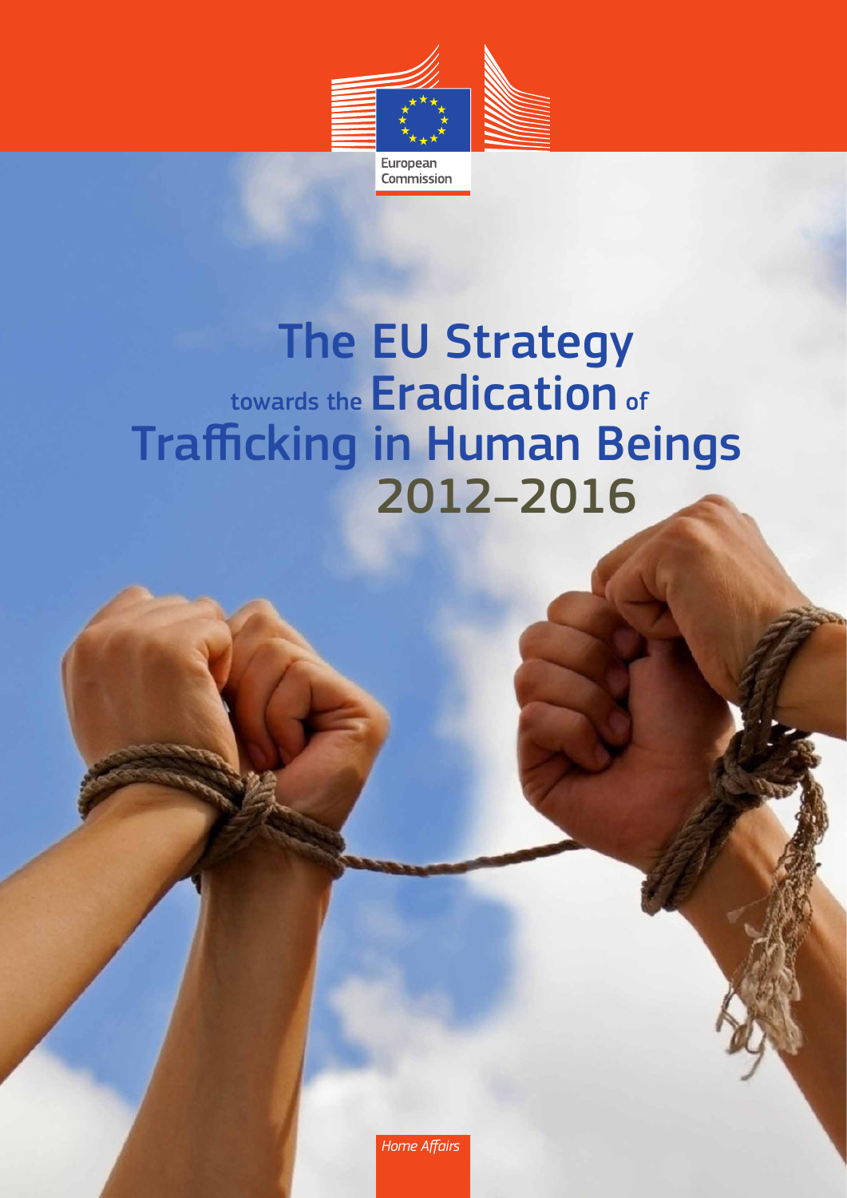European Commission

# The EU Strategy towards the Eradication of Trafficking in Human Beings 2012–2016

*Home Affairs*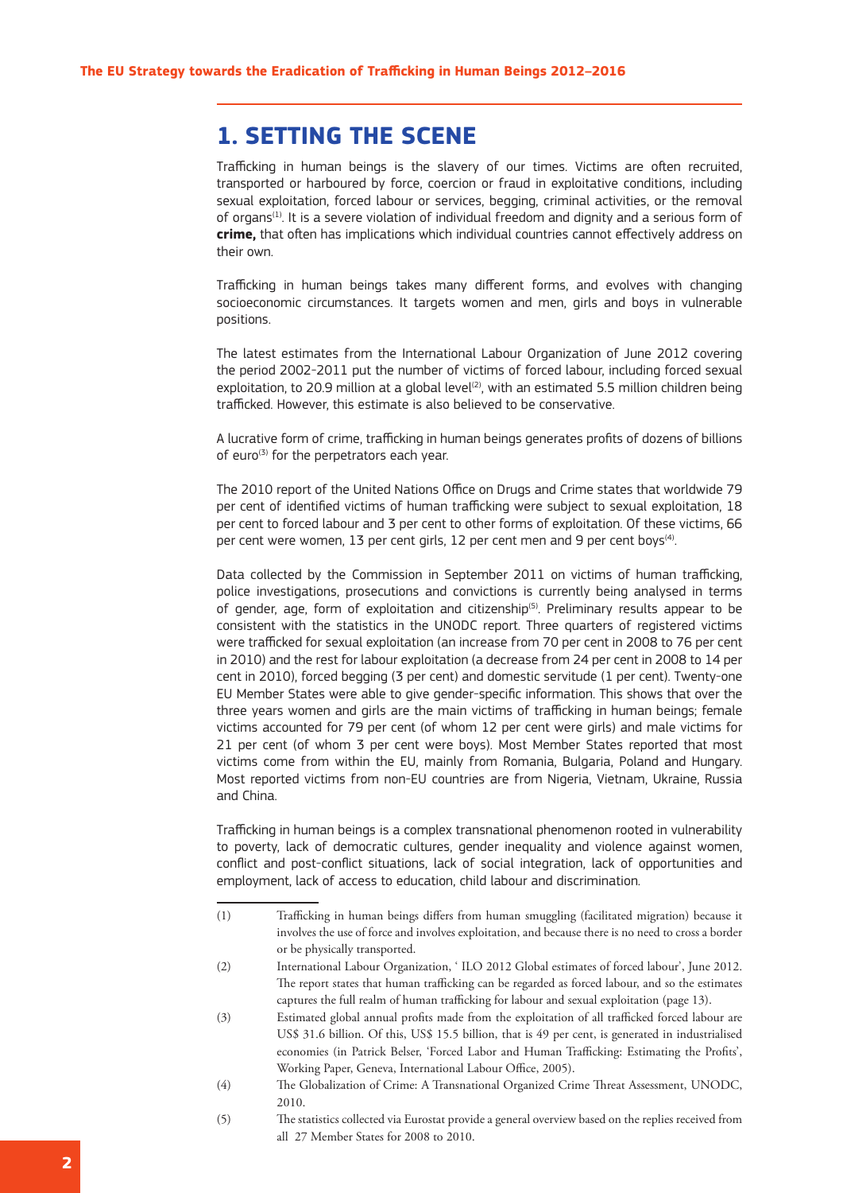## 1. SETTING THE SCENE

Trafficking in human beings is the slavery of our times. Victims are often recruited, transported or harboured by force, coercion or fraud in exploitative conditions, including sexual exploitation, forced labour or services, begging, criminal activities, or the removal of organs[1]. It is a severe violation of individual freedom and dignity and a serious form of **crime,** that often has implications which individual countries cannot effectively address on their own.

Trafficking in human beings takes many different forms, and evolves with changing socioeconomic circumstances. It targets women and men, girls and boys in vulnerable positions.

The latest estimates from the International Labour Organization of June 2012 covering the period 2002-2011 put the number of victims of forced labour, including forced sexual exploitation, to 20.9 million at a global level[2], with an estimated 5.5 million children being trafficked. However, this estimate is also believed to be conservative.

A lucrative form of crime, trafficking in human beings generates profits of dozens of billions of euro[3] for the perpetrators each year.

The 2010 report of the United Nations Office on Drugs and Crime states that worldwide 79 per cent of identified victims of human trafficking were subject to sexual exploitation, 18 per cent to forced labour and 3 per cent to other forms of exploitation. Of these victims, 66 per cent were women, 13 per cent girls, 12 per cent men and 9 per cent boys[4].

Data collected by the Commission in September 2011 on victims of human trafficking, police investigations, prosecutions and convictions is currently being analysed in terms of gender, age, form of exploitation and citizenship[5]. Preliminary results appear to be consistent with the statistics in the UNODC report. Three quarters of registered victims were trafficked for sexual exploitation (an increase from 70 per cent in 2008 to 76 per cent in 2010) and the rest for labour exploitation (a decrease from 24 per cent in 2008 to 14 per cent in 2010), forced begging (3 per cent) and domestic servitude (1 per cent). Twenty-one EU Member States were able to give gender-specific information. This shows that over the three years women and girls are the main victims of trafficking in human beings; female victims accounted for 79 per cent (of whom 12 per cent were girls) and male victims for 21 per cent (of whom 3 per cent were boys). Most Member States reported that most victims come from within the EU, mainly from Romania, Bulgaria, Poland and Hungary. Most reported victims from non-EU countries are from Nigeria, Vietnam, Ukraine, Russia and China.

Trafficking in human beings is a complex transnational phenomenon rooted in vulnerability to poverty, lack of democratic cultures, gender inequality and violence against women, conflict and post-conflict situations, lack of social integration, lack of opportunities and employment, lack of access to education, child labour and discrimination.

---

(1) Trafficking in human beings differs from human smuggling (facilitated migration) because it involves the use of force and involves exploitation, and because there is no need to cross a border or be physically transported.

(2) International Labour Organization, ' ILO 2012 Global estimates of forced labour', June 2012. The report states that human trafficking can be regarded as forced labour, and so the estimates captures the full realm of human trafficking for labour and sexual exploitation (page 13).

(3) Estimated global annual profits made from the exploitation of all trafficked forced labour are US$ 31.6 billion. Of this, US$ 15.5 billion, that is 49 per cent, is generated in industrialised economies (in Patrick Belser, 'Forced Labor and Human Trafficking: Estimating the Profits', Working Paper, Geneva, International Labour Office, 2005).

(4) The Globalization of Crime: A Transnational Organized Crime Threat Assessment, UNODC, 2010.

(5) The statistics collected via Eurostat provide a general overview based on the replies received from all 27 Member States for 2008 to 2010.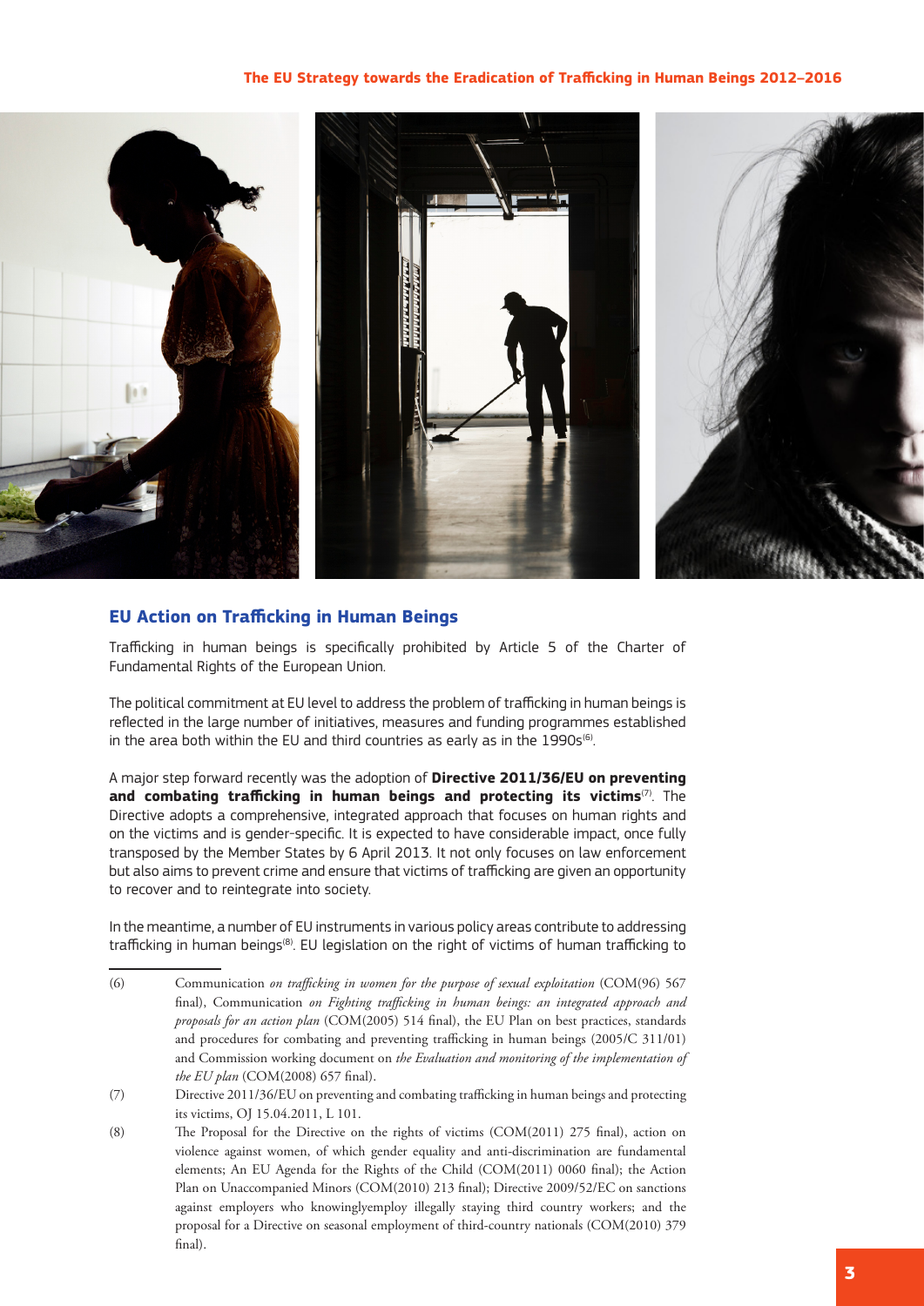## EU Action on Trafficking in Human Beings

Trafficking in human beings is specifically prohibited by Article 5 of the Charter of Fundamental Rights of the European Union.

The political commitment at EU level to address the problem of trafficking in human beings is reflected in the large number of initiatives, measures and funding programmes established in the area both within the EU and third countries as early as in the 1990s[6].

A major step forward recently was the adoption of **Directive 2011/36/EU on preventing and combating trafficking in human beings and protecting its victims**[7]. The Directive adopts a comprehensive, integrated approach that focuses on human rights and on the victims and is gender-specific. It is expected to have considerable impact, once fully transposed by the Member States by 6 April 2013. It not only focuses on law enforcement but also aims to prevent crime and ensure that victims of trafficking are given an opportunity to recover and to reintegrate into society.

In the meantime, a number of EU instruments in various policy areas contribute to addressing trafficking in human beings[8]. EU legislation on the right of victims of human trafficking to

---

(6) Communication *on trafficking in women for the purpose of sexual exploitation* (COM(96) 567 final), Communication *on Fighting trafficking in human beings: an integrated approach and proposals for an action plan* (COM(2005) 514 final), the EU Plan on best practices, standards and procedures for combating and preventing trafficking in human beings (2005/C 311/01) and Commission working document on *the Evaluation and monitoring of the implementation of the EU plan* (COM(2008) 657 final).

(7) Directive 2011/36/EU on preventing and combating trafficking in human beings and protecting its victims, OJ 15.04.2011, L 101.

(8) The Proposal for the Directive on the rights of victims (COM(2011) 275 final), action on violence against women, of which gender equality and anti-discrimination are fundamental elements; An EU Agenda for the Rights of the Child (COM(2011) 0060 final); the Action Plan on Unaccompanied Minors (COM(2010) 213 final); Directive 2009/52/EC on sanctions against employers who knowinglyemploy illegally staying third country workers; and the proposal for a Directive on seasonal employment of third-country nationals (COM(2010) 379 final).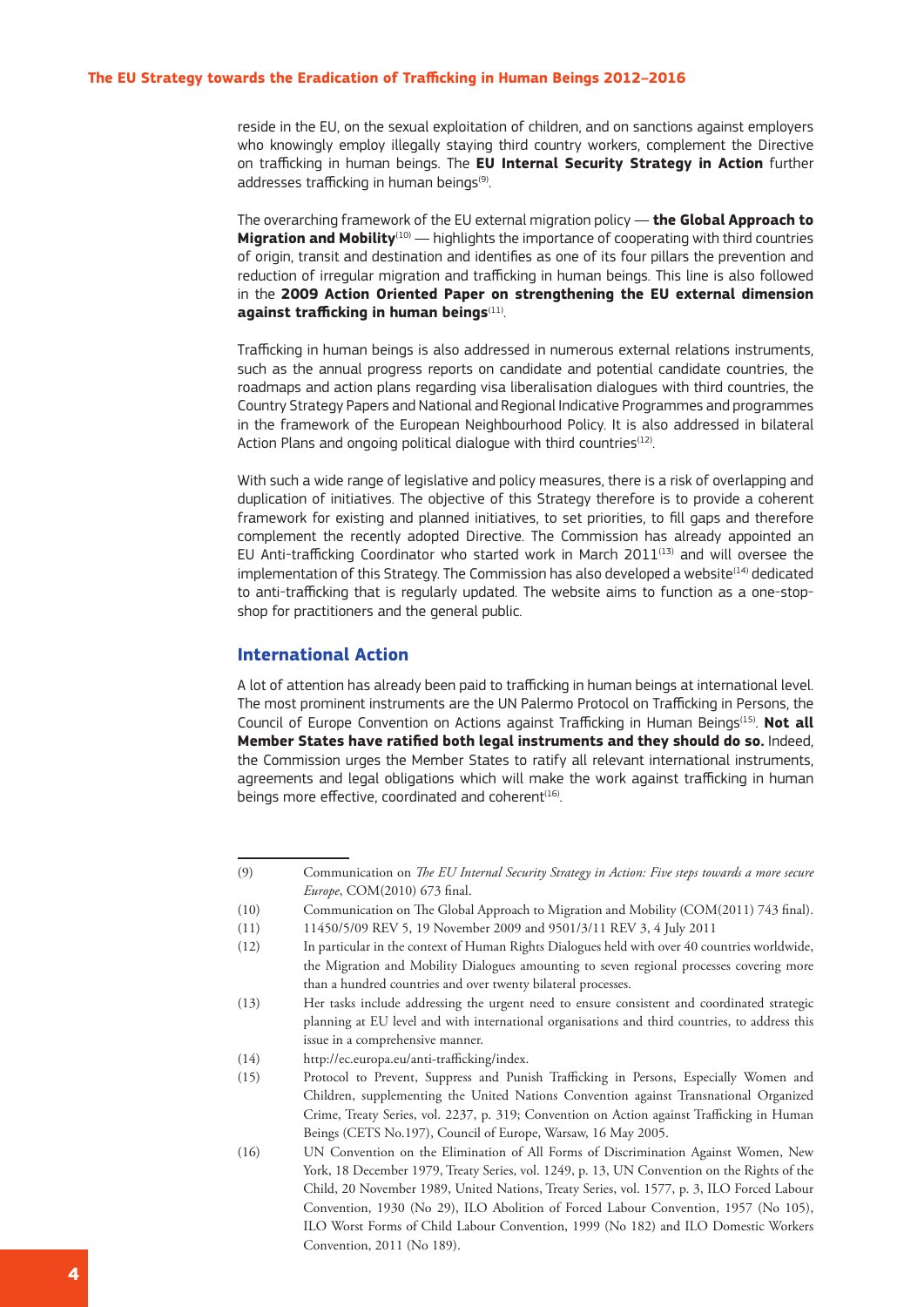reside in the EU, on the sexual exploitation of children, and on sanctions against employers who knowingly employ illegally staying third country workers, complement the Directive on trafficking in human beings. The **EU Internal Security Strategy in Action** further addresses trafficking in human beings[9].

The overarching framework of the EU external migration policy — **the Global Approach to Migration and Mobility**[10] — highlights the importance of cooperating with third countries of origin, transit and destination and identifies as one of its four pillars the prevention and reduction of irregular migration and trafficking in human beings. This line is also followed in the **2009 Action Oriented Paper on strengthening the EU external dimension against trafficking in human beings**[11].

Trafficking in human beings is also addressed in numerous external relations instruments, such as the annual progress reports on candidate and potential candidate countries, the roadmaps and action plans regarding visa liberalisation dialogues with third countries, the Country Strategy Papers and National and Regional Indicative Programmes and programmes in the framework of the European Neighbourhood Policy. It is also addressed in bilateral Action Plans and ongoing political dialogue with third countries[12].

With such a wide range of legislative and policy measures, there is a risk of overlapping and duplication of initiatives. The objective of this Strategy therefore is to provide a coherent framework for existing and planned initiatives, to set priorities, to fill gaps and therefore complement the recently adopted Directive. The Commission has already appointed an EU Anti-trafficking Coordinator who started work in March 2011[13] and will oversee the implementation of this Strategy. The Commission has also developed a website[14] dedicated to anti-trafficking that is regularly updated. The website aims to function as a one-stop-shop for practitioners and the general public.

## International Action

A lot of attention has already been paid to trafficking in human beings at international level. The most prominent instruments are the UN Palermo Protocol on Trafficking in Persons, the Council of Europe Convention on Actions against Trafficking in Human Beings[15]. **Not all Member States have ratified both legal instruments and they should do so.** Indeed, the Commission urges the Member States to ratify all relevant international instruments, agreements and legal obligations which will make the work against trafficking in human beings more effective, coordinated and coherent[16].

---

(9) Communication on *The EU Internal Security Strategy in Action: Five steps towards a more secure Europe*, COM(2010) 673 final.

(10) Communication on The Global Approach to Migration and Mobility (COM(2011) 743 final).

(11) 11450/5/09 REV 5, 19 November 2009 and 9501/3/11 REV 3, 4 July 2011

(12) In particular in the context of Human Rights Dialogues held with over 40 countries worldwide, the Migration and Mobility Dialogues amounting to seven regional processes covering more than a hundred countries and over twenty bilateral processes.

(13) Her tasks include addressing the urgent need to ensure consistent and coordinated strategic planning at EU level and with international organisations and third countries, to address this issue in a comprehensive manner.

(14) http://ec.europa.eu/anti-trafficking/index.

(15) Protocol to Prevent, Suppress and Punish Trafficking in Persons, Especially Women and Children, supplementing the United Nations Convention against Transnational Organized Crime, Treaty Series, vol. 2237, p. 319; Convention on Action against Trafficking in Human Beings (CETS No.197), Council of Europe, Warsaw, 16 May 2005.

(16) UN Convention on the Elimination of All Forms of Discrimination Against Women, New York, 18 December 1979, Treaty Series, vol. 1249, p. 13, UN Convention on the Rights of the Child, 20 November 1989, United Nations, Treaty Series, vol. 1577, p. 3, ILO Forced Labour Convention, 1930 (No 29), ILO Abolition of Forced Labour Convention, 1957 (No 105), ILO Worst Forms of Child Labour Convention, 1999 (No 182) and ILO Domestic Workers Convention, 2011 (No 189).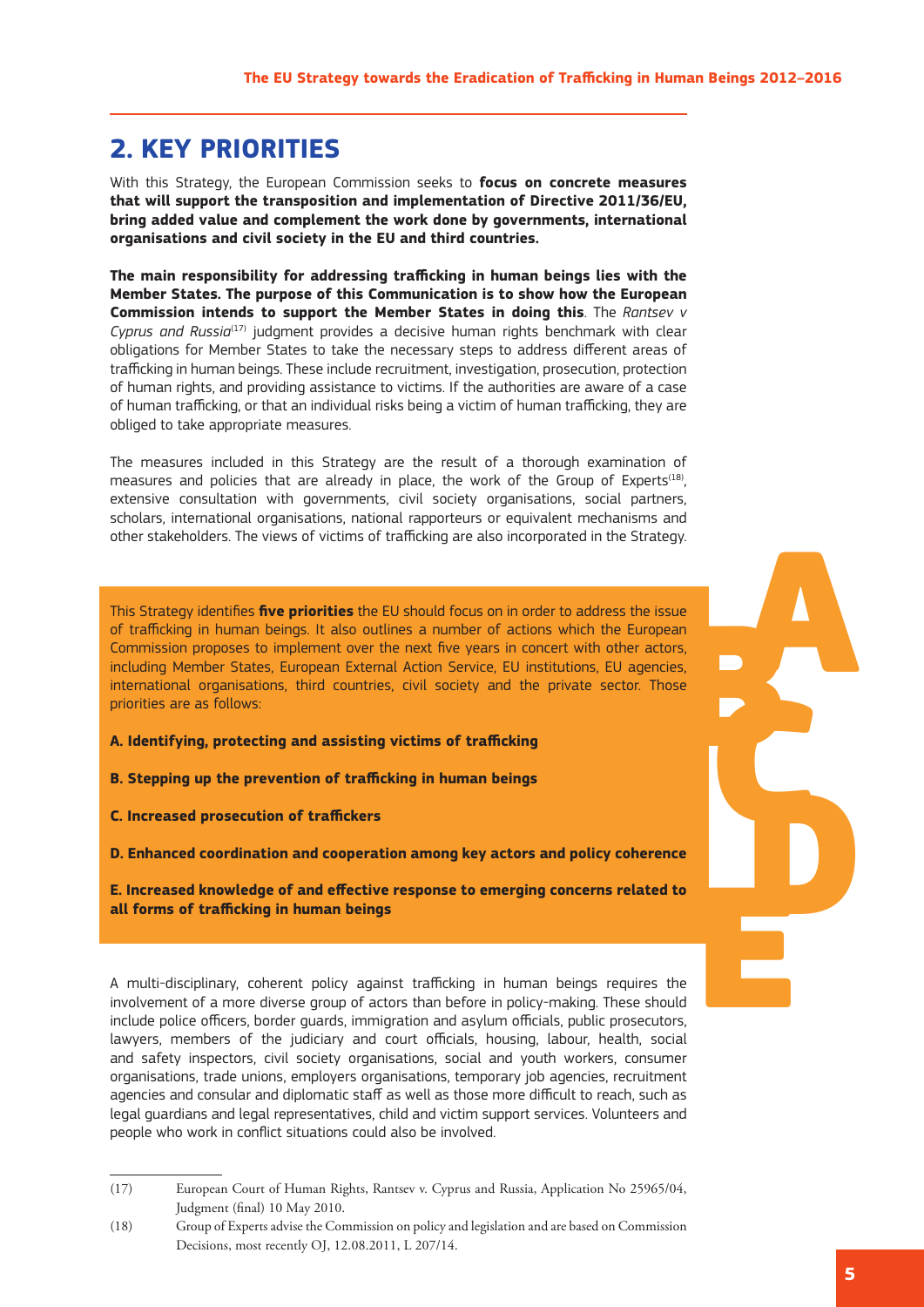## 2. KEY PRIORITIES

With this Strategy, the European Commission seeks to **focus on concrete measures that will support the transposition and implementation of Directive 2011/36/EU, bring added value and complement the work done by governments, international organisations and civil society in the EU and third countries.**

**The main responsibility for addressing trafficking in human beings lies with the Member States. The purpose of this Communication is to show how the European Commission intends to support the Member States in doing this**. The *Rantsev v Cyprus and Russia*[17] judgment provides a decisive human rights benchmark with clear obligations for Member States to take the necessary steps to address different areas of trafficking in human beings. These include recruitment, investigation, prosecution, protection of human rights, and providing assistance to victims. If the authorities are aware of a case of human trafficking, or that an individual risks being a victim of human trafficking, they are obliged to take appropriate measures.

The measures included in this Strategy are the result of a thorough examination of measures and policies that are already in place, the work of the Group of Experts[18], extensive consultation with governments, civil society organisations, social partners, scholars, international organisations, national rapporteurs or equivalent mechanisms and other stakeholders. The views of victims of trafficking are also incorporated in the Strategy.

This Strategy identifies **five priorities** the EU should focus on in order to address the issue of trafficking in human beings. It also outlines a number of actions which the European Commission proposes to implement over the next five years in concert with other actors, including Member States, European External Action Service, EU institutions, EU agencies, international organisations, third countries, civil society and the private sector. Those priorities are as follows:

**A. Identifying, protecting and assisting victims of trafficking**

**B. Stepping up the prevention of trafficking in human beings**

**C. Increased prosecution of traffickers**

**D. Enhanced coordination and cooperation among key actors and policy coherence**

**E. Increased knowledge of and effective response to emerging concerns related to all forms of trafficking in human beings**

A multi-disciplinary, coherent policy against trafficking in human beings requires the involvement of a more diverse group of actors than before in policy-making. These should include police officers, border guards, immigration and asylum officials, public prosecutors, lawyers, members of the judiciary and court officials, housing, labour, health, social and safety inspectors, civil society organisations, social and youth workers, consumer organisations, trade unions, employers organisations, temporary job agencies, recruitment agencies and consular and diplomatic staff as well as those more difficult to reach, such as legal guardians and legal representatives, child and victim support services. Volunteers and people who work in conflict situations could also be involved.

---

(17) European Court of Human Rights, Rantsev v. Cyprus and Russia, Application No 25965/04, Judgment (final) 10 May 2010.

(18) Group of Experts advise the Commission on policy and legislation and are based on Commission Decisions, most recently OJ, 12.08.2011, L 207/14.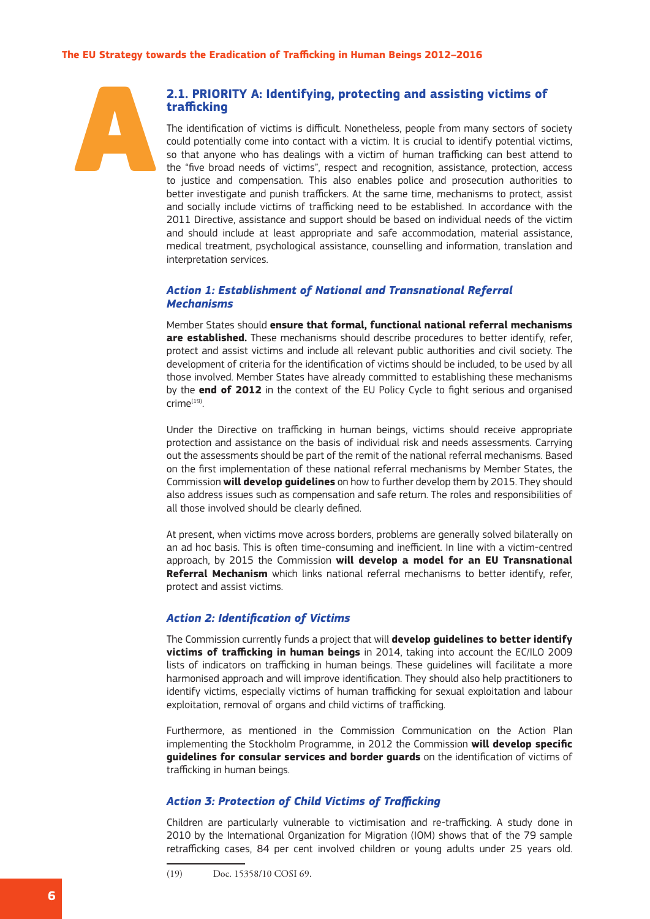## 2.1. PRIORITY A: Identifying, protecting and assisting victims of trafficking

The identification of victims is difficult. Nonetheless, people from many sectors of society could potentially come into contact with a victim. It is crucial to identify potential victims, so that anyone who has dealings with a victim of human trafficking can best attend to the "five broad needs of victims", respect and recognition, assistance, protection, access to justice and compensation. This also enables police and prosecution authorities to better investigate and punish traffickers. At the same time, mechanisms to protect, assist and socially include victims of trafficking need to be established. In accordance with the 2011 Directive, assistance and support should be based on individual needs of the victim and should include at least appropriate and safe accommodation, material assistance, medical treatment, psychological assistance, counselling and information, translation and interpretation services.

### *Action 1: Establishment of National and Transnational Referral Mechanisms*

Member States should **ensure that formal, functional national referral mechanisms are established.** These mechanisms should describe procedures to better identify, refer, protect and assist victims and include all relevant public authorities and civil society. The development of criteria for the identification of victims should be included, to be used by all those involved. Member States have already committed to establishing these mechanisms by the **end of 2012** in the context of the EU Policy Cycle to fight serious and organised crime[19].

Under the Directive on trafficking in human beings, victims should receive appropriate protection and assistance on the basis of individual risk and needs assessments. Carrying out the assessments should be part of the remit of the national referral mechanisms. Based on the first implementation of these national referral mechanisms by Member States, the Commission **will develop guidelines** on how to further develop them by 2015. They should also address issues such as compensation and safe return. The roles and responsibilities of all those involved should be clearly defined.

At present, when victims move across borders, problems are generally solved bilaterally on an ad hoc basis. This is often time-consuming and inefficient. In line with a victim-centred approach, by 2015 the Commission **will develop a model for an EU Transnational Referral Mechanism** which links national referral mechanisms to better identify, refer, protect and assist victims.

### *Action 2: Identification of Victims*

The Commission currently funds a project that will **develop guidelines to better identify victims of trafficking in human beings** in 2014, taking into account the EC/ILO 2009 lists of indicators on trafficking in human beings. These guidelines will facilitate a more harmonised approach and will improve identification. They should also help practitioners to identify victims, especially victims of human trafficking for sexual exploitation and labour exploitation, removal of organs and child victims of trafficking.

Furthermore, as mentioned in the Commission Communication on the Action Plan implementing the Stockholm Programme, in 2012 the Commission **will develop specific guidelines for consular services and border guards** on the identification of victims of trafficking in human beings.

### *Action 3: Protection of Child Victims of Trafficking*

Children are particularly vulnerable to victimisation and re-trafficking. A study done in 2010 by the International Organization for Migration (IOM) shows that of the 79 sample retrafficking cases, 84 per cent involved children or young adults under 25 years old.

(19) Doc. 15358/10 COSI 69.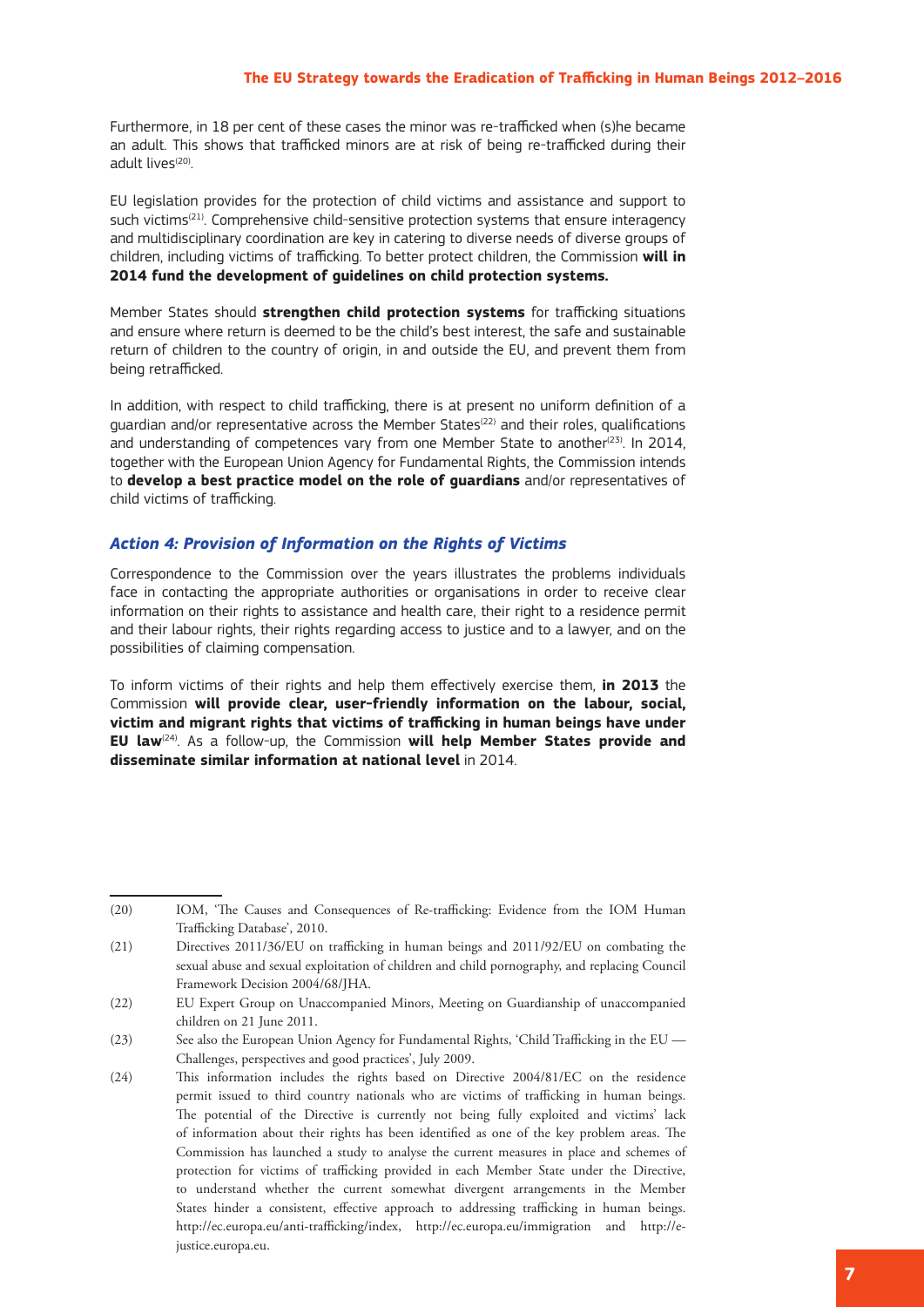Furthermore, in 18 per cent of these cases the minor was re-trafficked when (s)he became an adult. This shows that trafficked minors are at risk of being re-trafficked during their adult lives[20].

EU legislation provides for the protection of child victims and assistance and support to such victims[21]. Comprehensive child-sensitive protection systems that ensure interagency and multidisciplinary coordination are key in catering to diverse needs of diverse groups of children, including victims of trafficking. To better protect children, the Commission **will in 2014 fund the development of guidelines on child protection systems.**

Member States should **strengthen child protection systems** for trafficking situations and ensure where return is deemed to be the child's best interest, the safe and sustainable return of children to the country of origin, in and outside the EU, and prevent them from being retrafficked.

In addition, with respect to child trafficking, there is at present no uniform definition of a guardian and/or representative across the Member States[22] and their roles, qualifications and understanding of competences vary from one Member State to another[23]. In 2014, together with the European Union Agency for Fundamental Rights, the Commission intends to **develop a best practice model on the role of guardians** and/or representatives of child victims of trafficking.

### *Action 4: Provision of Information on the Rights of Victims*

Correspondence to the Commission over the years illustrates the problems individuals face in contacting the appropriate authorities or organisations in order to receive clear information on their rights to assistance and health care, their right to a residence permit and their labour rights, their rights regarding access to justice and to a lawyer, and on the possibilities of claiming compensation.

To inform victims of their rights and help them effectively exercise them, **in 2013** the Commission **will provide clear, user-friendly information on the labour, social, victim and migrant rights that victims of trafficking in human beings have under EU law**[24]. As a follow-up, the Commission **will help Member States provide and disseminate similar information at national level** in 2014.

---

(20) IOM, 'The Causes and Consequences of Re-trafficking: Evidence from the IOM Human Trafficking Database', 2010.

(21) Directives 2011/36/EU on trafficking in human beings and 2011/92/EU on combating the sexual abuse and sexual exploitation of children and child pornography, and replacing Council Framework Decision 2004/68/JHA.

(22) EU Expert Group on Unaccompanied Minors, Meeting on Guardianship of unaccompanied children on 21 June 2011.

(23) See also the European Union Agency for Fundamental Rights, 'Child Trafficking in the EU — Challenges, perspectives and good practices', July 2009.

(24) This information includes the rights based on Directive 2004/81/EC on the residence permit issued to third country nationals who are victims of trafficking in human beings. The potential of the Directive is currently not being fully exploited and victims' lack of information about their rights has been identified as one of the key problem areas. The Commission has launched a study to analyse the current measures in place and schemes of protection for victims of trafficking provided in each Member State under the Directive, to understand whether the current somewhat divergent arrangements in the Member States hinder a consistent, effective approach to addressing trafficking in human beings. http://ec.europa.eu/anti-trafficking/index, http://ec.europa.eu/immigration and http://e-justice.europa.eu.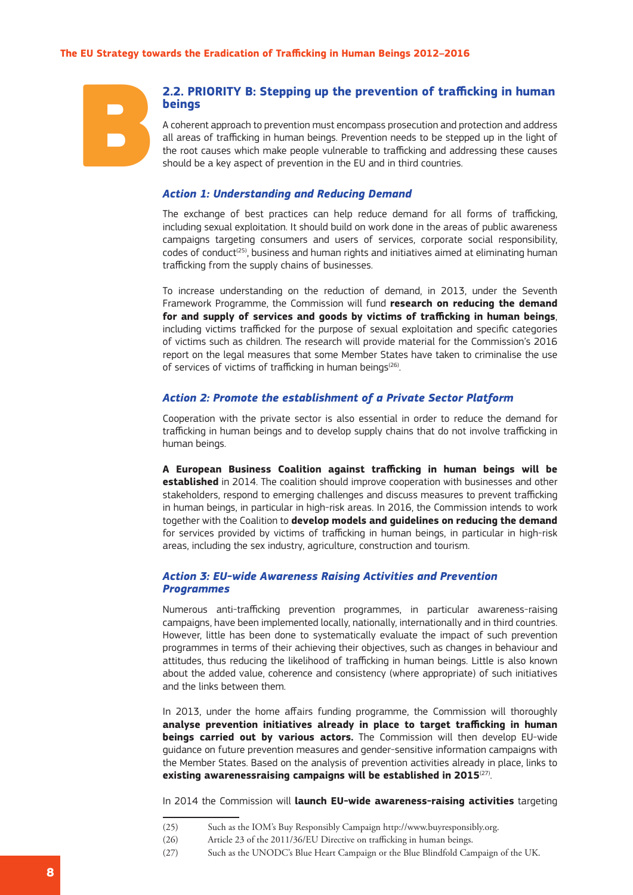## 2.2. PRIORITY B: Stepping up the prevention of trafficking in human beings

A coherent approach to prevention must encompass prosecution and protection and address all areas of trafficking in human beings. Prevention needs to be stepped up in the light of the root causes which make people vulnerable to trafficking and addressing these causes should be a key aspect of prevention in the EU and in third countries.

### *Action 1: Understanding and Reducing Demand*

The exchange of best practices can help reduce demand for all forms of trafficking, including sexual exploitation. It should build on work done in the areas of public awareness campaigns targeting consumers and users of services, corporate social responsibility, codes of conduct[25], business and human rights and initiatives aimed at eliminating human trafficking from the supply chains of businesses.

To increase understanding on the reduction of demand, in 2013, under the Seventh Framework Programme, the Commission will fund **research on reducing the demand for and supply of services and goods by victims of trafficking in human beings**, including victims trafficked for the purpose of sexual exploitation and specific categories of victims such as children. The research will provide material for the Commission's 2016 report on the legal measures that some Member States have taken to criminalise the use of services of victims of trafficking in human beings[26].

### *Action 2: Promote the establishment of a Private Sector Platform*

Cooperation with the private sector is also essential in order to reduce the demand for trafficking in human beings and to develop supply chains that do not involve trafficking in human beings.

**A European Business Coalition against trafficking in human beings will be established** in 2014. The coalition should improve cooperation with businesses and other stakeholders, respond to emerging challenges and discuss measures to prevent trafficking in human beings, in particular in high-risk areas. In 2016, the Commission intends to work together with the Coalition to **develop models and guidelines on reducing the demand** for services provided by victims of trafficking in human beings, in particular in high-risk areas, including the sex industry, agriculture, construction and tourism.

### *Action 3: EU-wide Awareness Raising Activities and Prevention Programmes*

Numerous anti-trafficking prevention programmes, in particular awareness-raising campaigns, have been implemented locally, nationally, internationally and in third countries. However, little has been done to systematically evaluate the impact of such prevention programmes in terms of their achieving their objectives, such as changes in behaviour and attitudes, thus reducing the likelihood of trafficking in human beings. Little is also known about the added value, coherence and consistency (where appropriate) of such initiatives and the links between them.

In 2013, under the home affairs funding programme, the Commission will thoroughly **analyse prevention initiatives already in place to target trafficking in human beings carried out by various actors.** The Commission will then develop EU-wide guidance on future prevention measures and gender-sensitive information campaigns with the Member States. Based on the analysis of prevention activities already in place, links to **existing awarenessraising campaigns will be established in 2015**[27].

In 2014 the Commission will **launch EU-wide awareness-raising activities** targeting

---

(25) Such as the IOM's Buy Responsibly Campaign http://www.buyresponsibly.org.

(26) Article 23 of the 2011/36/EU Directive on trafficking in human beings.

(27) Such as the UNODC's Blue Heart Campaign or the Blue Blindfold Campaign of the UK.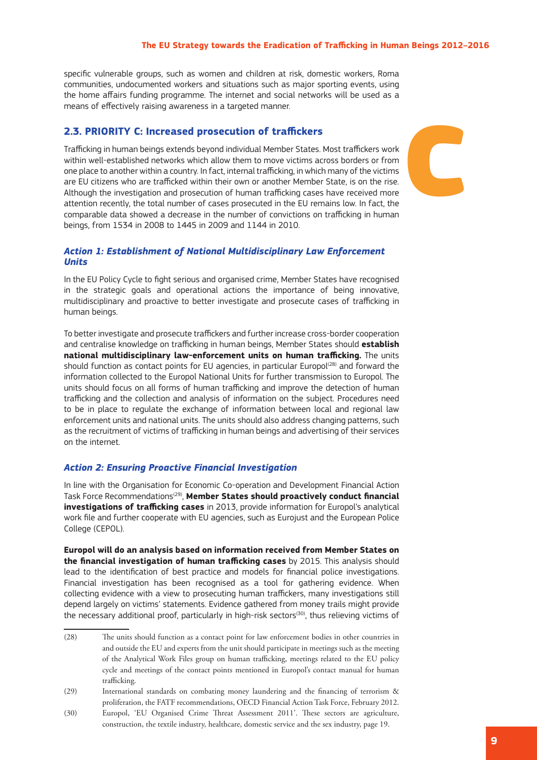specific vulnerable groups, such as women and children at risk, domestic workers, Roma communities, undocumented workers and situations such as major sporting events, using the home affairs funding programme. The internet and social networks will be used as a means of effectively raising awareness in a targeted manner.

## 2.3. PRIORITY C: Increased prosecution of traffickers

Trafficking in human beings extends beyond individual Member States. Most traffickers work within well-established networks which allow them to move victims across borders or from one place to another within a country. In fact, internal trafficking, in which many of the victims are EU citizens who are trafficked within their own or another Member State, is on the rise. Although the investigation and prosecution of human trafficking cases have received more attention recently, the total number of cases prosecuted in the EU remains low. In fact, the comparable data showed a decrease in the number of convictions on trafficking in human beings, from 1534 in 2008 to 1445 in 2009 and 1144 in 2010.

### *Action 1: Establishment of National Multidisciplinary Law Enforcement Units*

In the EU Policy Cycle to fight serious and organised crime, Member States have recognised in the strategic goals and operational actions the importance of being innovative, multidisciplinary and proactive to better investigate and prosecute cases of trafficking in human beings.

To better investigate and prosecute traffickers and further increase cross-border cooperation and centralise knowledge on trafficking in human beings, Member States should **establish national multidisciplinary law-enforcement units on human trafficking.** The units should function as contact points for EU agencies, in particular Europol[28] and forward the information collected to the Europol National Units for further transmission to Europol. The units should focus on all forms of human trafficking and improve the detection of human trafficking and the collection and analysis of information on the subject. Procedures need to be in place to regulate the exchange of information between local and regional law enforcement units and national units. The units should also address changing patterns, such as the recruitment of victims of trafficking in human beings and advertising of their services on the internet.

### *Action 2: Ensuring Proactive Financial Investigation*

In line with the Organisation for Economic Co-operation and Development Financial Action Task Force Recommendations[29], **Member States should proactively conduct financial investigations of trafficking cases** in 2013, provide information for Europol's analytical work file and further cooperate with EU agencies, such as Eurojust and the European Police College (CEPOL).

**Europol will do an analysis based on information received from Member States on the financial investigation of human trafficking cases** by 2015. This analysis should lead to the identification of best practice and models for financial police investigations. Financial investigation has been recognised as a tool for gathering evidence. When collecting evidence with a view to prosecuting human traffickers, many investigations still depend largely on victims' statements. Evidence gathered from money trails might provide the necessary additional proof, particularly in high-risk sectors[30], thus relieving victims of

---

(28) The units should function as a contact point for law enforcement bodies in other countries in and outside the EU and experts from the unit should participate in meetings such as the meeting of the Analytical Work Files group on human trafficking, meetings related to the EU policy cycle and meetings of the contact points mentioned in Europol's contact manual for human trafficking.

(29) International standards on combating money laundering and the financing of terrorism & proliferation, the FATF recommendations, OECD Financial Action Task Force, February 2012.

(30) Europol, 'EU Organised Crime Threat Assessment 2011'. These sectors are agriculture, construction, the textile industry, healthcare, domestic service and the sex industry, page 19.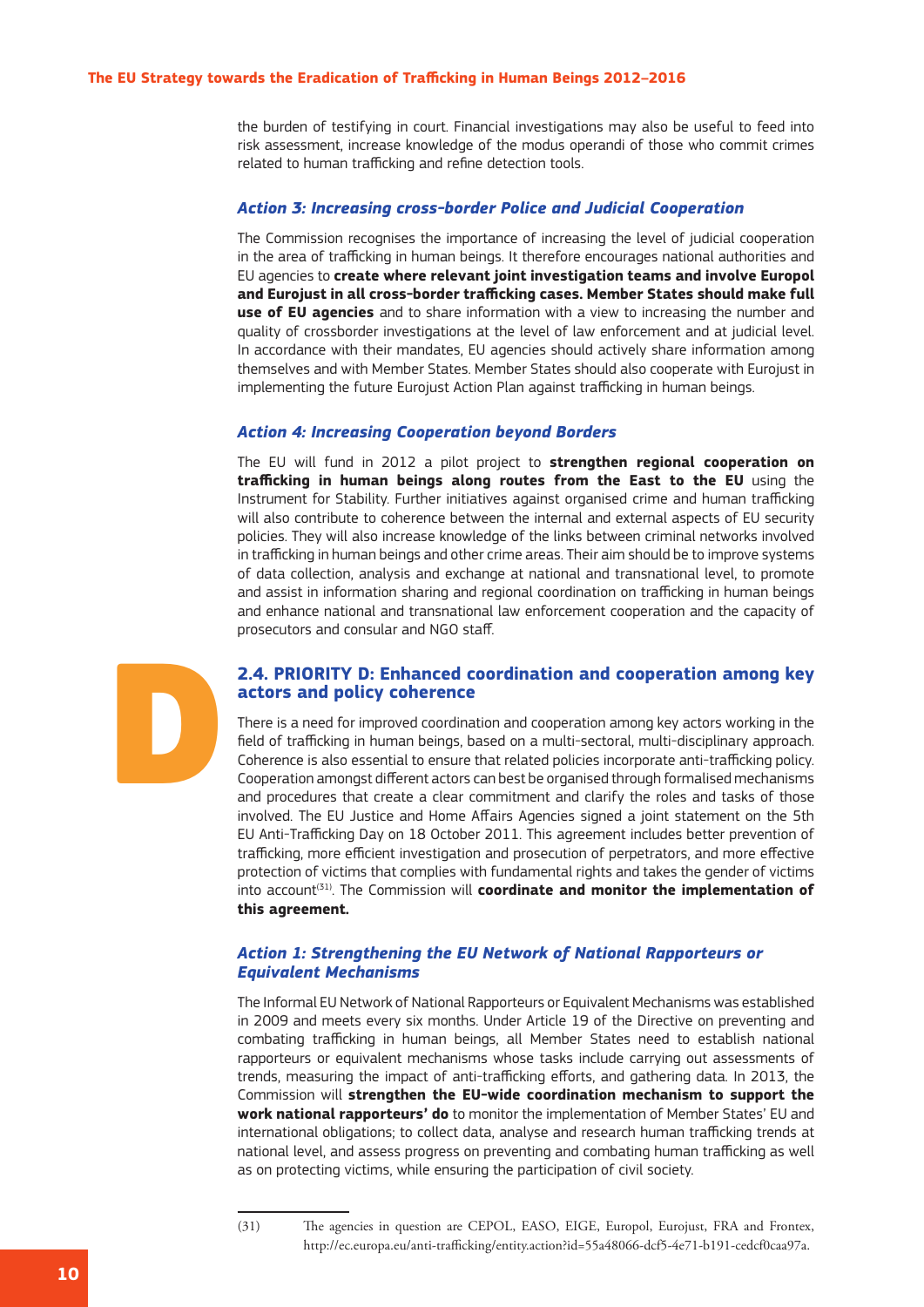the burden of testifying in court. Financial investigations may also be useful to feed into risk assessment, increase knowledge of the modus operandi of those who commit crimes related to human trafficking and refine detection tools.

### *Action 3: Increasing cross-border Police and Judicial Cooperation*

The Commission recognises the importance of increasing the level of judicial cooperation in the area of trafficking in human beings. It therefore encourages national authorities and EU agencies to **create where relevant joint investigation teams and involve Europol and Eurojust in all cross-border trafficking cases. Member States should make full use of EU agencies** and to share information with a view to increasing the number and quality of crossborder investigations at the level of law enforcement and at judicial level. In accordance with their mandates, EU agencies should actively share information among themselves and with Member States. Member States should also cooperate with Eurojust in implementing the future Eurojust Action Plan against trafficking in human beings.

### *Action 4: Increasing Cooperation beyond Borders*

The EU will fund in 2012 a pilot project to **strengthen regional cooperation on trafficking in human beings along routes from the East to the EU** using the Instrument for Stability. Further initiatives against organised crime and human trafficking will also contribute to coherence between the internal and external aspects of EU security policies. They will also increase knowledge of the links between criminal networks involved in trafficking in human beings and other crime areas. Their aim should be to improve systems of data collection, analysis and exchange at national and transnational level, to promote and assist in information sharing and regional coordination on trafficking in human beings and enhance national and transnational law enforcement cooperation and the capacity of prosecutors and consular and NGO staff.

## 2.4. PRIORITY D: Enhanced coordination and cooperation among key actors and policy coherence

There is a need for improved coordination and cooperation among key actors working in the field of trafficking in human beings, based on a multi-sectoral, multi-disciplinary approach. Coherence is also essential to ensure that related policies incorporate anti-trafficking policy. Cooperation amongst different actors can best be organised through formalised mechanisms and procedures that create a clear commitment and clarify the roles and tasks of those involved. The EU Justice and Home Affairs Agencies signed a joint statement on the 5th EU Anti-Trafficking Day on 18 October 2011. This agreement includes better prevention of trafficking, more efficient investigation and prosecution of perpetrators, and more effective protection of victims that complies with fundamental rights and takes the gender of victims into account[31]. The Commission will **coordinate and monitor the implementation of this agreement.**

### *Action 1: Strengthening the EU Network of National Rapporteurs or Equivalent Mechanisms*

The Informal EU Network of National Rapporteurs or Equivalent Mechanisms was established in 2009 and meets every six months. Under Article 19 of the Directive on preventing and combating trafficking in human beings, all Member States need to establish national rapporteurs or equivalent mechanisms whose tasks include carrying out assessments of trends, measuring the impact of anti-trafficking efforts, and gathering data. In 2013, the Commission will **strengthen the EU-wide coordination mechanism to support the work national rapporteurs' do** to monitor the implementation of Member States' EU and international obligations; to collect data, analyse and research human trafficking trends at national level, and assess progress on preventing and combating human trafficking as well as on protecting victims, while ensuring the participation of civil society.

---

(31) The agencies in question are CEPOL, EASO, EIGE, Europol, Eurojust, FRA and Frontex, http://ec.europa.eu/anti-trafficking/entity.action?id=55a48066-dcf5-4e71-b191-cedcf0caa97a.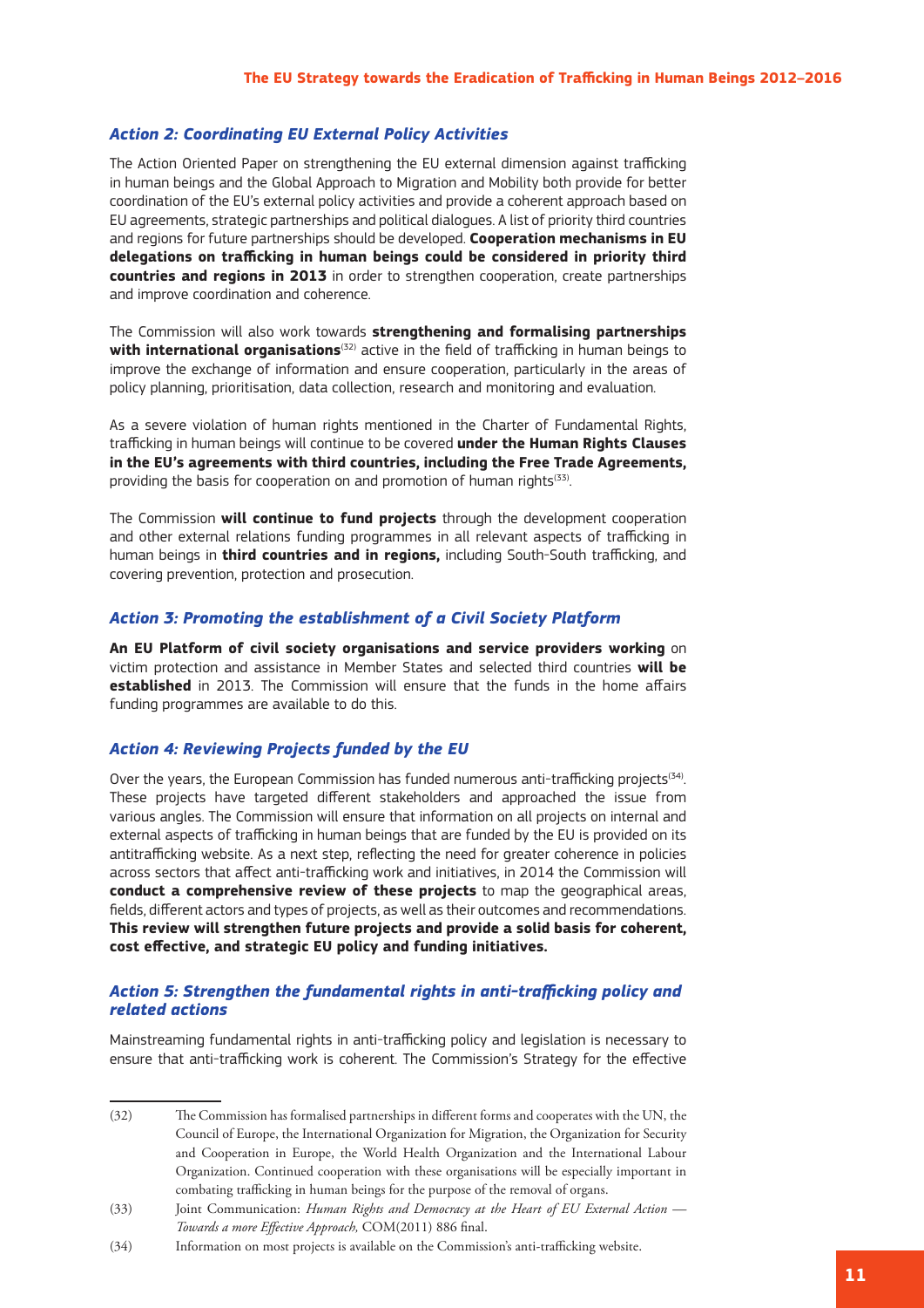### *Action 2: Coordinating EU External Policy Activities*

The Action Oriented Paper on strengthening the EU external dimension against trafficking in human beings and the Global Approach to Migration and Mobility both provide for better coordination of the EU's external policy activities and provide a coherent approach based on EU agreements, strategic partnerships and political dialogues. A list of priority third countries and regions for future partnerships should be developed. **Cooperation mechanisms in EU delegations on trafficking in human beings could be considered in priority third countries and regions in 2013** in order to strengthen cooperation, create partnerships and improve coordination and coherence.

The Commission will also work towards **strengthening and formalising partnerships with international organisations**[32] active in the field of trafficking in human beings to improve the exchange of information and ensure cooperation, particularly in the areas of policy planning, prioritisation, data collection, research and monitoring and evaluation.

As a severe violation of human rights mentioned in the Charter of Fundamental Rights, trafficking in human beings will continue to be covered **under the Human Rights Clauses in the EU's agreements with third countries, including the Free Trade Agreements,** providing the basis for cooperation on and promotion of human rights[33].

The Commission **will continue to fund projects** through the development cooperation and other external relations funding programmes in all relevant aspects of trafficking in human beings in **third countries and in regions,** including South-South trafficking, and covering prevention, protection and prosecution.

### *Action 3: Promoting the establishment of a Civil Society Platform*

**An EU Platform of civil society organisations and service providers working** on victim protection and assistance in Member States and selected third countries **will be established** in 2013. The Commission will ensure that the funds in the home affairs funding programmes are available to do this.

### *Action 4: Reviewing Projects funded by the EU*

Over the years, the European Commission has funded numerous anti-trafficking projects[34]. These projects have targeted different stakeholders and approached the issue from various angles. The Commission will ensure that information on all projects on internal and external aspects of trafficking in human beings that are funded by the EU is provided on its antitrafficking website. As a next step, reflecting the need for greater coherence in policies across sectors that affect anti-trafficking work and initiatives, in 2014 the Commission will **conduct a comprehensive review of these projects** to map the geographical areas, fields, different actors and types of projects, as well as their outcomes and recommendations. **This review will strengthen future projects and provide a solid basis for coherent, cost effective, and strategic EU policy and funding initiatives.**

### *Action 5: Strengthen the fundamental rights in anti-trafficking policy and related actions*

Mainstreaming fundamental rights in anti-trafficking policy and legislation is necessary to ensure that anti-trafficking work is coherent. The Commission's Strategy for the effective

---

(32) The Commission has formalised partnerships in different forms and cooperates with the UN, the Council of Europe, the International Organization for Migration, the Organization for Security and Cooperation in Europe, the World Health Organization and the International Labour Organization. Continued cooperation with these organisations will be especially important in combating trafficking in human beings for the purpose of the removal of organs.

(33) Joint Communication: *Human Rights and Democracy at the Heart of EU External Action — Towards a more Effective Approach,* COM(2011) 886 final.

(34) Information on most projects is available on the Commission's anti-trafficking website.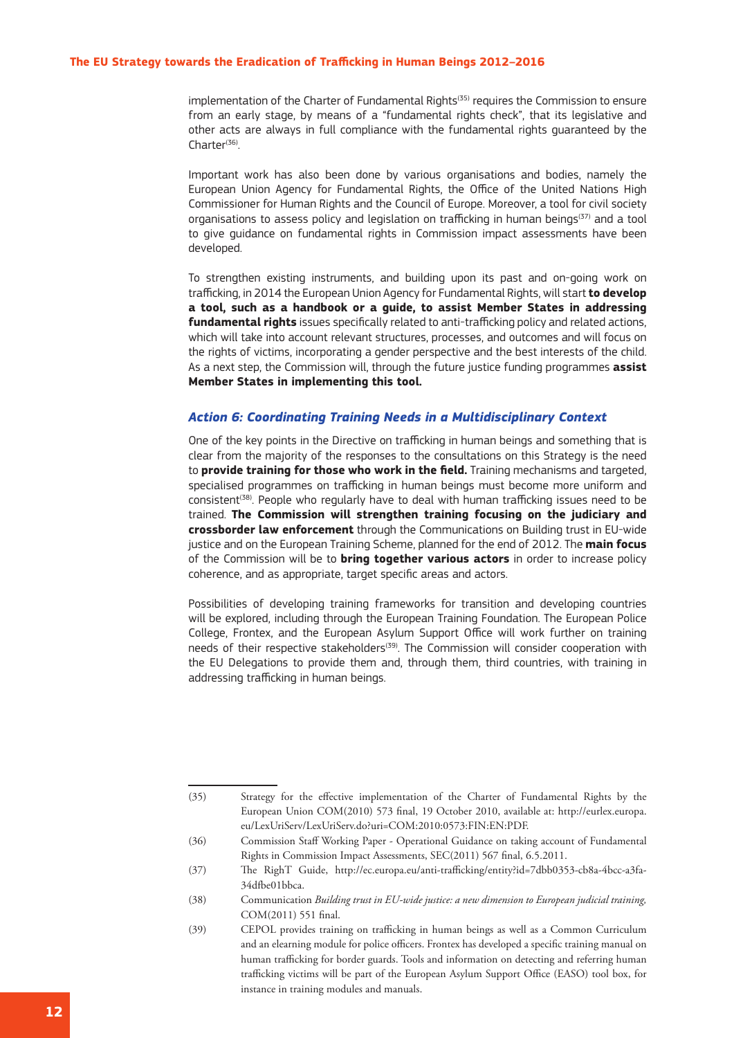implementation of the Charter of Fundamental Rights[35] requires the Commission to ensure from an early stage, by means of a "fundamental rights check", that its legislative and other acts are always in full compliance with the fundamental rights guaranteed by the Charter[36].

Important work has also been done by various organisations and bodies, namely the European Union Agency for Fundamental Rights, the Office of the United Nations High Commissioner for Human Rights and the Council of Europe. Moreover, a tool for civil society organisations to assess policy and legislation on trafficking in human beings[37] and a tool to give guidance on fundamental rights in Commission impact assessments have been developed.

To strengthen existing instruments, and building upon its past and on-going work on trafficking, in 2014 the European Union Agency for Fundamental Rights, will start **to develop a tool, such as a handbook or a guide, to assist Member States in addressing fundamental rights** issues specifically related to anti-trafficking policy and related actions, which will take into account relevant structures, processes, and outcomes and will focus on the rights of victims, incorporating a gender perspective and the best interests of the child. As a next step, the Commission will, through the future justice funding programmes **assist Member States in implementing this tool.**

### *Action 6: Coordinating Training Needs in a Multidisciplinary Context*

One of the key points in the Directive on trafficking in human beings and something that is clear from the majority of the responses to the consultations on this Strategy is the need to **provide training for those who work in the field.** Training mechanisms and targeted, specialised programmes on trafficking in human beings must become more uniform and consistent[38]. People who regularly have to deal with human trafficking issues need to be trained. **The Commission will strengthen training focusing on the judiciary and crossborder law enforcement** through the Communications on Building trust in EU-wide justice and on the European Training Scheme, planned for the end of 2012. The **main focus** of the Commission will be to **bring together various actors** in order to increase policy coherence, and as appropriate, target specific areas and actors.

Possibilities of developing training frameworks for transition and developing countries will be explored, including through the European Training Foundation. The European Police College, Frontex, and the European Asylum Support Office will work further on training needs of their respective stakeholders[39]. The Commission will consider cooperation with the EU Delegations to provide them and, through them, third countries, with training in addressing trafficking in human beings.

---

(35) Strategy for the effective implementation of the Charter of Fundamental Rights by the European Union COM(2010) 573 final, 19 October 2010, available at: http://eurlex.europa.eu/LexUriServ/LexUriServ.do?uri=COM:2010:0573:FIN:EN:PDF.

(36) Commission Staff Working Paper - Operational Guidance on taking account of Fundamental Rights in Commission Impact Assessments, SEC(2011) 567 final, 6.5.2011.

(37) The RighT Guide, http://ec.europa.eu/anti-trafficking/entity?id=7dbb0353-cb8a-4bcc-a3fa-34dfbe01bbca.

(38) Communication *Building trust in EU-wide justice: a new dimension to European judicial training*, COM(2011) 551 final.

(39) CEPOL provides training on trafficking in human beings as well as a Common Curriculum and an elearning module for police officers. Frontex has developed a specific training manual on human trafficking for border guards. Tools and information on detecting and referring human trafficking victims will be part of the European Asylum Support Office (EASO) tool box, for instance in training modules and manuals.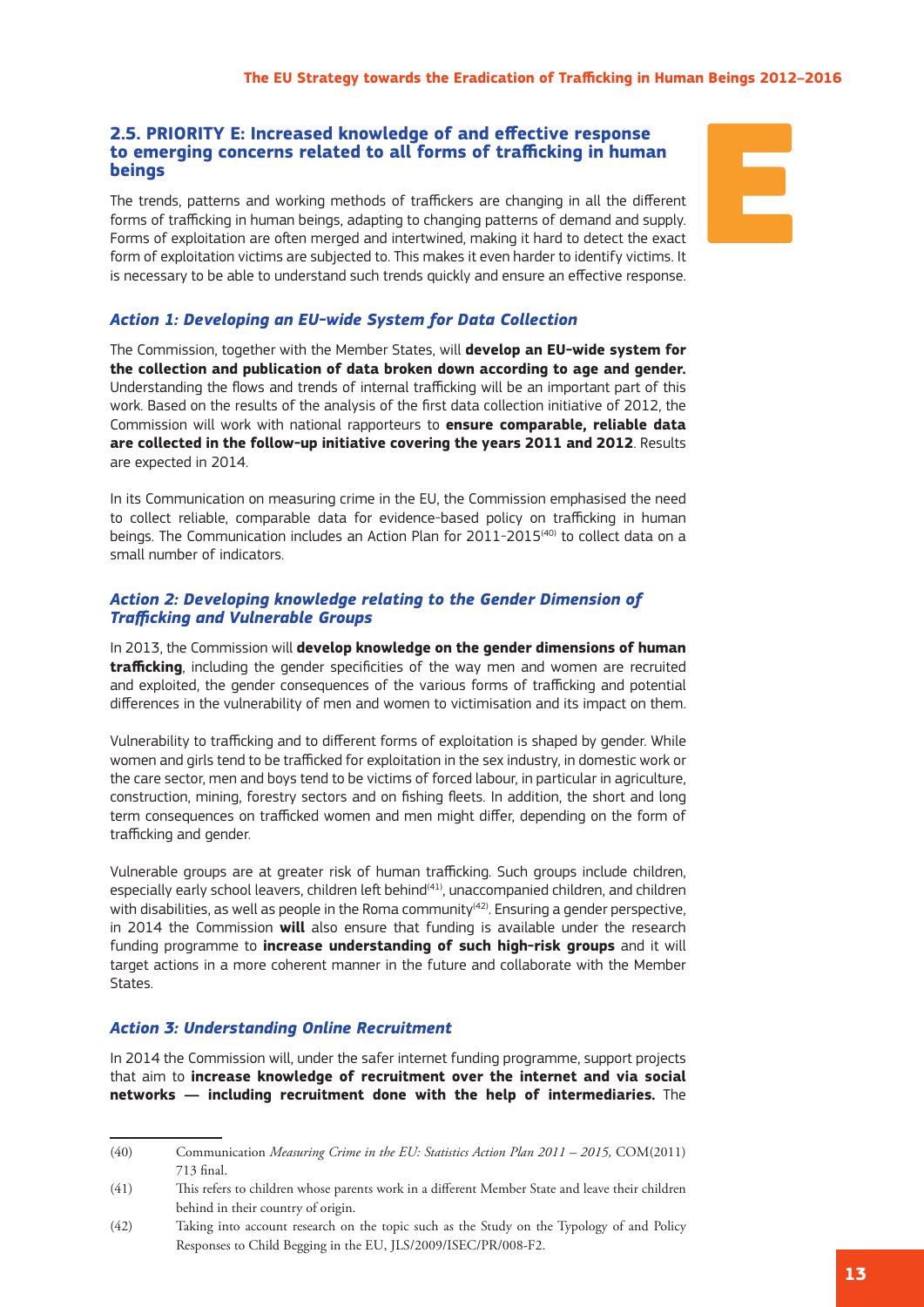## 2.5. PRIORITY E: Increased knowledge of and effective response to emerging concerns related to all forms of trafficking in human beings

The trends, patterns and working methods of traffickers are changing in all the different forms of trafficking in human beings, adapting to changing patterns of demand and supply. Forms of exploitation are often merged and intertwined, making it hard to detect the exact form of exploitation victims are subjected to. This makes it even harder to identify victims. It is necessary to be able to understand such trends quickly and ensure an effective response.

### *Action 1: Developing an EU-wide System for Data Collection*

The Commission, together with the Member States, will **develop an EU-wide system for the collection and publication of data broken down according to age and gender.** Understanding the flows and trends of internal trafficking will be an important part of this work. Based on the results of the analysis of the first data collection initiative of 2012, the Commission will work with national rapporteurs to **ensure comparable, reliable data are collected in the follow-up initiative covering the years 2011 and 2012**. Results are expected in 2014.

In its Communication on measuring crime in the EU, the Commission emphasised the need to collect reliable, comparable data for evidence-based policy on trafficking in human beings. The Communication includes an Action Plan for 2011-2015[40] to collect data on a small number of indicators.

### *Action 2: Developing knowledge relating to the Gender Dimension of Trafficking and Vulnerable Groups*

In 2013, the Commission will **develop knowledge on the gender dimensions of human trafficking**, including the gender specificities of the way men and women are recruited and exploited, the gender consequences of the various forms of trafficking and potential differences in the vulnerability of men and women to victimisation and its impact on them.

Vulnerability to trafficking and to different forms of exploitation is shaped by gender. While women and girls tend to be trafficked for exploitation in the sex industry, in domestic work or the care sector, men and boys tend to be victims of forced labour, in particular in agriculture, construction, mining, forestry sectors and on fishing fleets. In addition, the short and long term consequences on trafficked women and men might differ, depending on the form of trafficking and gender.

Vulnerable groups are at greater risk of human trafficking. Such groups include children, especially early school leavers, children left behind[41], unaccompanied children, and children with disabilities, as well as people in the Roma community[42]. Ensuring a gender perspective, in 2014 the Commission **will** also ensure that funding is available under the research funding programme to **increase understanding of such high-risk groups** and it will target actions in a more coherent manner in the future and collaborate with the Member States.

### *Action 3: Understanding Online Recruitment*

In 2014 the Commission will, under the safer internet funding programme, support projects that aim to **increase knowledge of recruitment over the internet and via social networks — including recruitment done with the help of intermediaries.** The

---

(40) Communication *Measuring Crime in the EU: Statistics Action Plan 2011 – 2015*, COM(2011) 713 final.

(41) This refers to children whose parents work in a different Member State and leave their children behind in their country of origin.

(42) Taking into account research on the topic such as the Study on the Typology of and Policy Responses to Child Begging in the EU, JLS/2009/ISEC/PR/008-F2.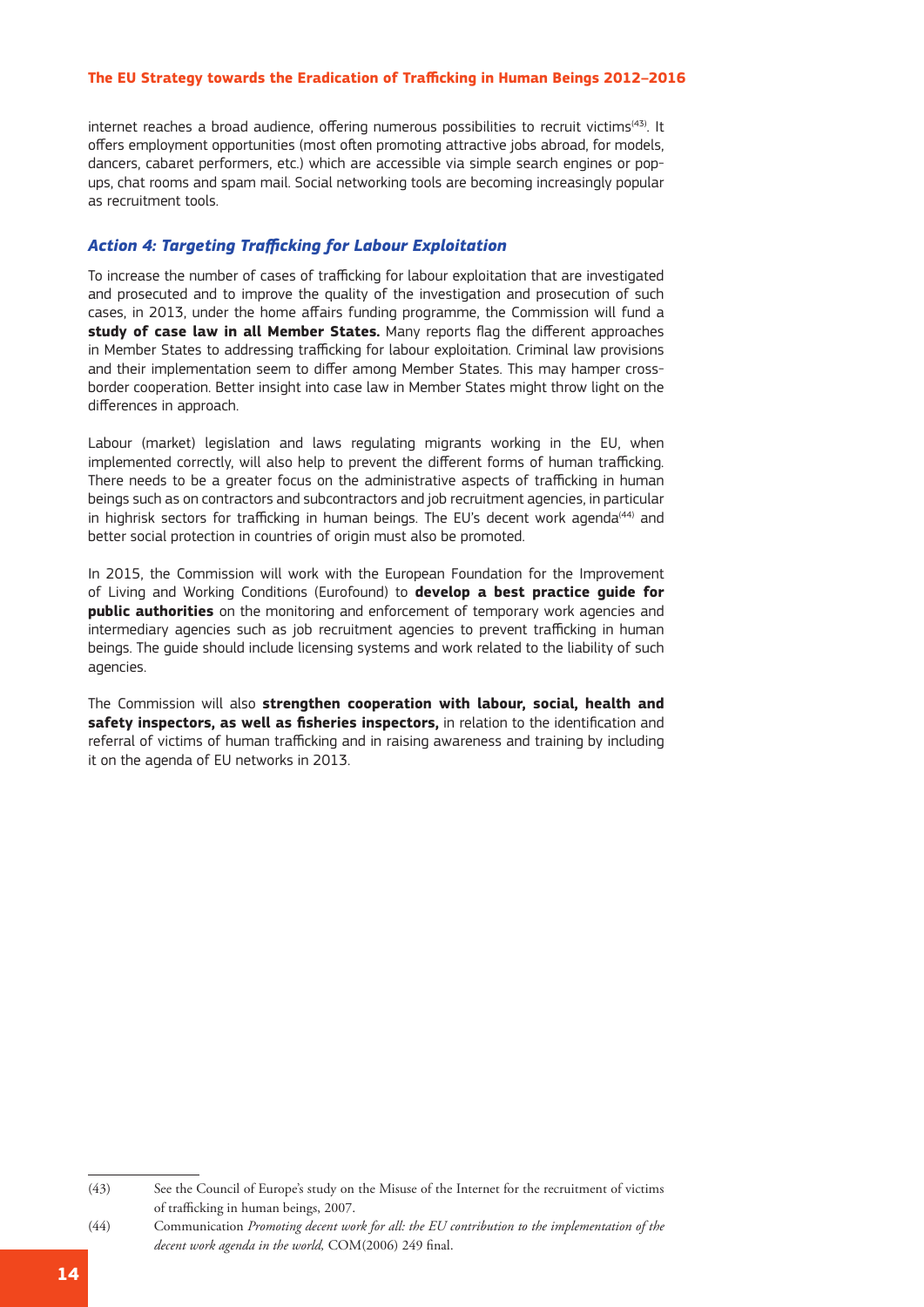internet reaches a broad audience, offering numerous possibilities to recruit victims[43]. It offers employment opportunities (most often promoting attractive jobs abroad, for models, dancers, cabaret performers, etc.) which are accessible via simple search engines or pop-ups, chat rooms and spam mail. Social networking tools are becoming increasingly popular as recruitment tools.

### *Action 4: Targeting Trafficking for Labour Exploitation*

To increase the number of cases of trafficking for labour exploitation that are investigated and prosecuted and to improve the quality of the investigation and prosecution of such cases, in 2013, under the home affairs funding programme, the Commission will fund a **study of case law in all Member States.** Many reports flag the different approaches in Member States to addressing trafficking for labour exploitation. Criminal law provisions and their implementation seem to differ among Member States. This may hamper cross-border cooperation. Better insight into case law in Member States might throw light on the differences in approach.

Labour (market) legislation and laws regulating migrants working in the EU, when implemented correctly, will also help to prevent the different forms of human trafficking. There needs to be a greater focus on the administrative aspects of trafficking in human beings such as on contractors and subcontractors and job recruitment agencies, in particular in highrisk sectors for trafficking in human beings. The EU's decent work agenda[44] and better social protection in countries of origin must also be promoted.

In 2015, the Commission will work with the European Foundation for the Improvement of Living and Working Conditions (Eurofound) to **develop a best practice guide for public authorities** on the monitoring and enforcement of temporary work agencies and intermediary agencies such as job recruitment agencies to prevent trafficking in human beings. The guide should include licensing systems and work related to the liability of such agencies.

The Commission will also **strengthen cooperation with labour, social, health and safety inspectors, as well as fisheries inspectors,** in relation to the identification and referral of victims of human trafficking and in raising awareness and training by including it on the agenda of EU networks in 2013.

---

(43) See the Council of Europe's study on the Misuse of the Internet for the recruitment of victims of trafficking in human beings, 2007.

(44) Communication *Promoting decent work for all: the EU contribution to the implementation of the decent work agenda in the world,* COM(2006) 249 final.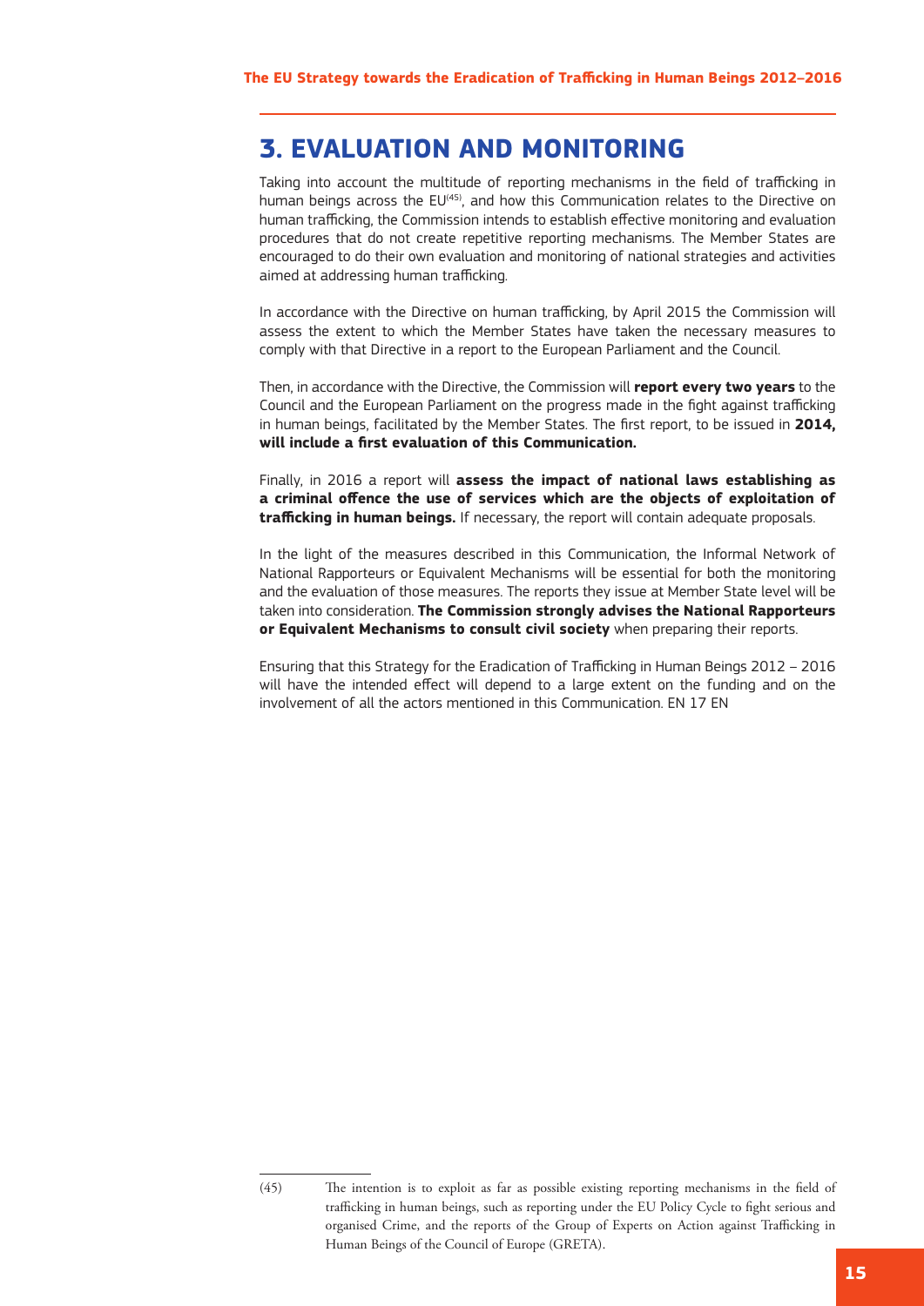# 3. EVALUATION AND MONITORING

Taking into account the multitude of reporting mechanisms in the field of trafficking in human beings across the EU[45], and how this Communication relates to the Directive on human trafficking, the Commission intends to establish effective monitoring and evaluation procedures that do not create repetitive reporting mechanisms. The Member States are encouraged to do their own evaluation and monitoring of national strategies and activities aimed at addressing human trafficking.

In accordance with the Directive on human trafficking, by April 2015 the Commission will assess the extent to which the Member States have taken the necessary measures to comply with that Directive in a report to the European Parliament and the Council.

Then, in accordance with the Directive, the Commission will **report every two years** to the Council and the European Parliament on the progress made in the fight against trafficking in human beings, facilitated by the Member States. The first report, to be issued in **2014, will include a first evaluation of this Communication.**

Finally, in 2016 a report will **assess the impact of national laws establishing as a criminal offence the use of services which are the objects of exploitation of trafficking in human beings.** If necessary, the report will contain adequate proposals.

In the light of the measures described in this Communication, the Informal Network of National Rapporteurs or Equivalent Mechanisms will be essential for both the monitoring and the evaluation of those measures. The reports they issue at Member State level will be taken into consideration. **The Commission strongly advises the National Rapporteurs or Equivalent Mechanisms to consult civil society** when preparing their reports.

Ensuring that this Strategy for the Eradication of Trafficking in Human Beings 2012 – 2016 will have the intended effect will depend to a large extent on the funding and on the involvement of all the actors mentioned in this Communication. EN 17 EN

---

(45) The intention is to exploit as far as possible existing reporting mechanisms in the field of trafficking in human beings, such as reporting under the EU Policy Cycle to fight serious and organised Crime, and the reports of the Group of Experts on Action against Trafficking in Human Beings of the Council of Europe (GRETA).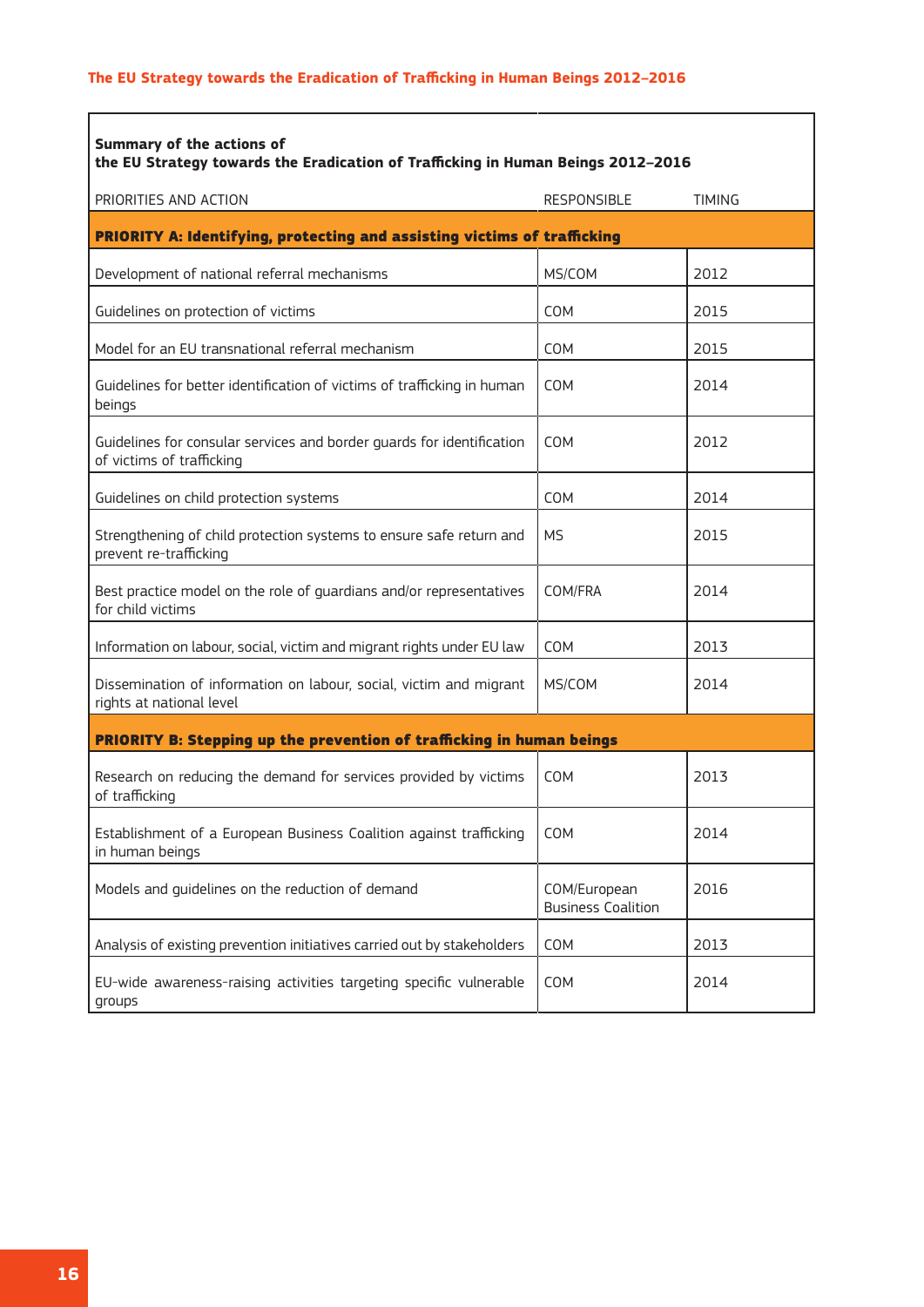**Summary of the actions of**
**the EU Strategy towards the Eradication of Trafficking in Human Beings 2012–2016**

| PRIORITIES AND ACTION | RESPONSIBLE | TIMING |
|---|---|---|
| **PRIORITY A: Identifying, protecting and assisting victims of trafficking** | | |
| Development of national referral mechanisms | MS/COM | 2012 |
| Guidelines on protection of victims | COM | 2015 |
| Model for an EU transnational referral mechanism | COM | 2015 |
| Guidelines for better identification of victims of trafficking in human beings | COM | 2014 |
| Guidelines for consular services and border guards for identification of victims of trafficking | COM | 2012 |
| Guidelines on child protection systems | COM | 2014 |
| Strengthening of child protection systems to ensure safe return and prevent re-trafficking | MS | 2015 |
| Best practice model on the role of guardians and/or representatives for child victims | COM/FRA | 2014 |
| Information on labour, social, victim and migrant rights under EU law | COM | 2013 |
| Dissemination of information on labour, social, victim and migrant rights at national level | MS/COM | 2014 |
| **PRIORITY B: Stepping up the prevention of trafficking in human beings** | | |
| Research on reducing the demand for services provided by victims of trafficking | COM | 2013 |
| Establishment of a European Business Coalition against trafficking in human beings | COM | 2014 |
| Models and guidelines on the reduction of demand | COM/European Business Coalition | 2016 |
| Analysis of existing prevention initiatives carried out by stakeholders | COM | 2013 |
| EU-wide awareness-raising activities targeting specific vulnerable groups | COM | 2014 |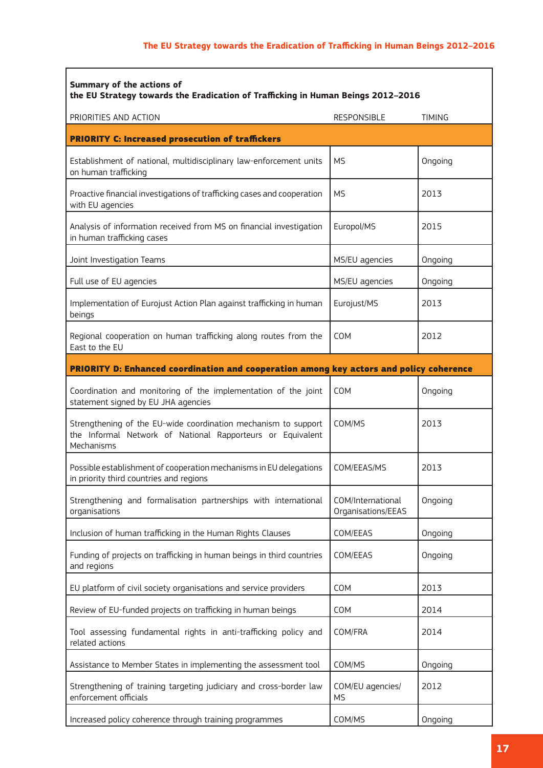| **Summary of the actions of the EU Strategy towards the Eradication of Trafficking in Human Beings 2012–2016** | | |
|---|---|---|
| PRIORITIES AND ACTION | RESPONSIBLE | TIMING |
| **PRIORITY C: Increased prosecution of traffickers** | | |
| Establishment of national, multidisciplinary law-enforcement units on human trafficking | MS | Ongoing |
| Proactive financial investigations of trafficking cases and cooperation with EU agencies | MS | 2013 |
| Analysis of information received from MS on financial investigation in human trafficking cases | Europol/MS | 2015 |
| Joint Investigation Teams | MS/EU agencies | Ongoing |
| Full use of EU agencies | MS/EU agencies | Ongoing |
| Implementation of Eurojust Action Plan against trafficking in human beings | Eurojust/MS | 2013 |
| Regional cooperation on human trafficking along routes from the East to the EU | COM | 2012 |
| **PRIORITY D: Enhanced coordination and cooperation among key actors and policy coherence** | | |
| Coordination and monitoring of the implementation of the joint statement signed by EU JHA agencies | COM | Ongoing |
| Strengthening of the EU-wide coordination mechanism to support the Informal Network of National Rapporteurs or Equivalent Mechanisms | COM/MS | 2013 |
| Possible establishment of cooperation mechanisms in EU delegations in priority third countries and regions | COM/EEAS/MS | 2013 |
| Strengthening and formalisation partnerships with international organisations | COM/International Organisations/EEAS | Ongoing |
| Inclusion of human trafficking in the Human Rights Clauses | COM/EEAS | Ongoing |
| Funding of projects on trafficking in human beings in third countries and regions | COM/EEAS | Ongoing |
| EU platform of civil society organisations and service providers | COM | 2013 |
| Review of EU-funded projects on trafficking in human beings | COM | 2014 |
| Tool assessing fundamental rights in anti-trafficking policy and related actions | COM/FRA | 2014 |
| Assistance to Member States in implementing the assessment tool | COM/MS | Ongoing |
| Strengthening of training targeting judiciary and cross-border law enforcement officials | COM/EU agencies/ MS | 2012 |
| Increased policy coherence through training programmes | COM/MS | Ongoing |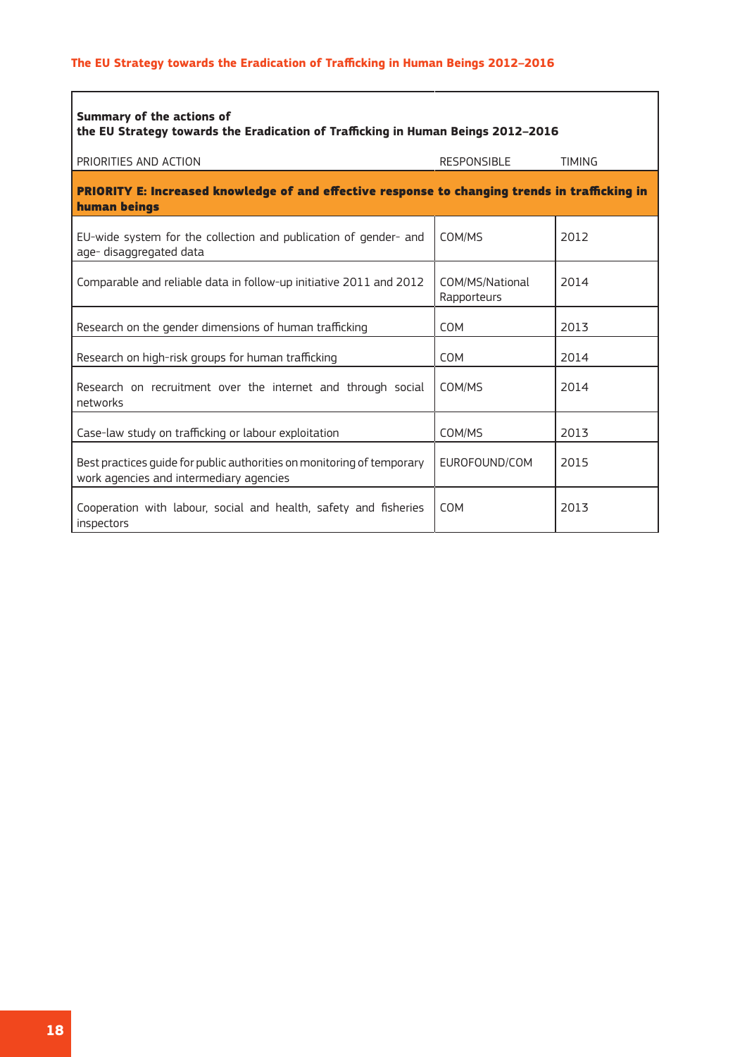| Summary of the actions of<br>the EU Strategy towards the Eradication of Trafficking in Human Beings 2012–2016 | | |
|---|---|---|
| PRIORITIES AND ACTION | RESPONSIBLE | TIMING |
| **PRIORITY E: Increased knowledge of and effective response to changing trends in trafficking in human beings** | | |
| EU-wide system for the collection and publication of gender- and age- disaggregated data | COM/MS | 2012 |
| Comparable and reliable data in follow-up initiative 2011 and 2012 | COM/MS/National Rapporteurs | 2014 |
| Research on the gender dimensions of human trafficking | COM | 2013 |
| Research on high-risk groups for human trafficking | COM | 2014 |
| Research on recruitment over the internet and through social networks | COM/MS | 2014 |
| Case-law study on trafficking or labour exploitation | COM/MS | 2013 |
| Best practices guide for public authorities on monitoring of temporary work agencies and intermediary agencies | EUROFOUND/COM | 2015 |
| Cooperation with labour, social and health, safety and fisheries inspectors | COM | 2013 |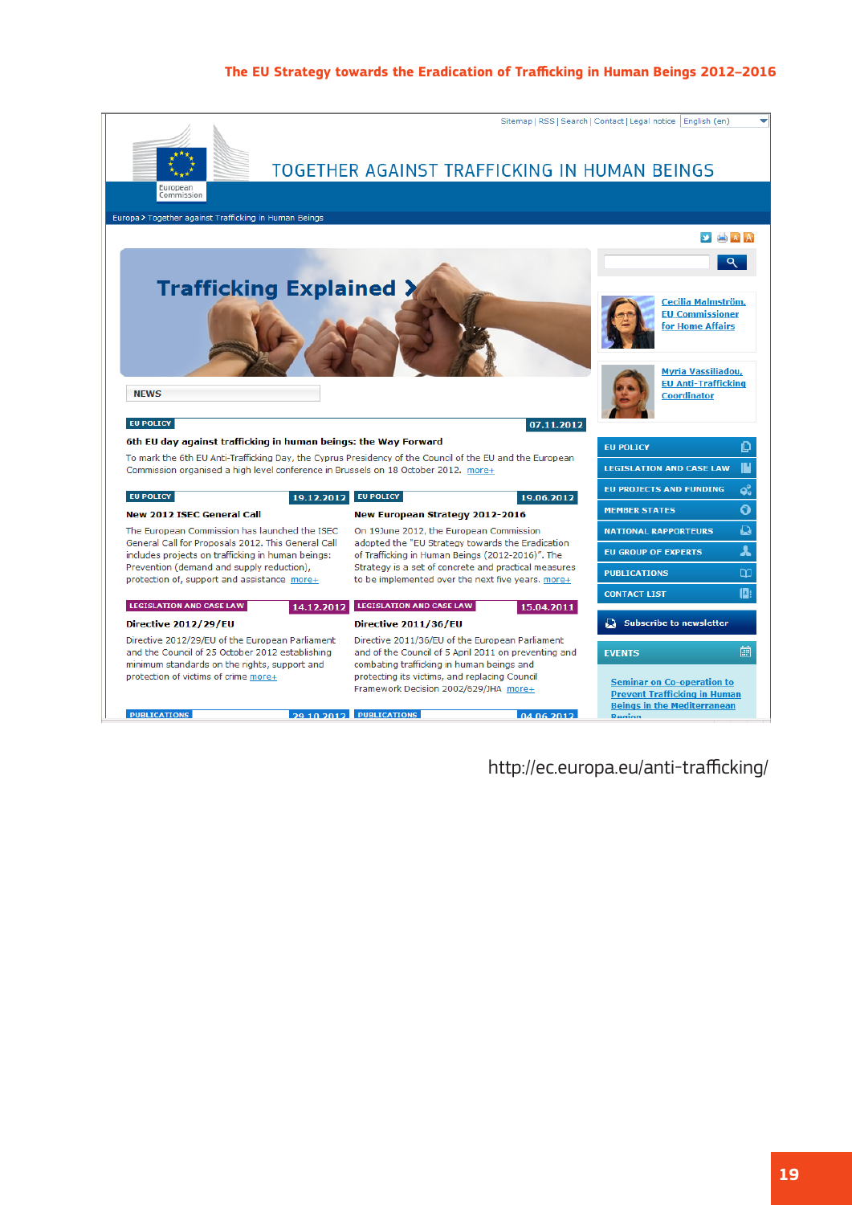Sitemap | RSS | Search | Contact | Legal notice | English (en)

European Commission

# TOGETHER AGAINST TRAFFICKING IN HUMAN BEINGS

Europa > Together against Trafficking in Human Beings

**Trafficking Explained**

Cecilia Malmström, EU Commissioner for Home Affairs

Myria Vassiliadou, EU Anti-Trafficking Coordinator

## NEWS

EU POLICY — 07.11.2012

**6th EU day against trafficking in human beings: the Way Forward**

To mark the 6th EU Anti-Trafficking Day, the Cyprus Presidency of the Council of the EU and the European Commission organised a high level conference in Brussels on 18 October 2012. more+

EU POLICY — 19.12.2012

**New 2012 ISEC General Call**

The European Commission has launched the ISEC General Call for Proposals 2012. This General Call includes projects on trafficking in human beings: Prevention (demand and supply reduction), protection of, support and assistance more+

EU POLICY — 19.06.2012

**New European Strategy 2012-2016**

On 19June 2012, the European Commission adopted the "EU Strategy towards the Eradication of Trafficking in Human Beings (2012-2016)". The Strategy is a set of concrete and practical measures to be implemented over the next five years. more+

LEGISLATION AND CASE LAW — 14.12.2012

**Directive 2012/29/EU**

Directive 2012/29/EU of the European Parliament and the Council of 25 October 2012 establishing minimum standards on the rights, support and protection of victims of crime more+

LEGISLATION AND CASE LAW — 15.04.2011

**Directive 2011/36/EU**

Directive 2011/36/EU of the European Parliament and of the Council of 5 April 2011 on preventing and combating trafficking in human beings and protecting its victims, and replacing Council Framework Decision 2002/629/JHA more+

PUBLICATIONS — 29.10.2012

PUBLICATIONS — 04.06.2012

- EU POLICY
- LEGISLATION AND CASE LAW
- EU PROJECTS AND FUNDING
- MEMBER STATES
- NATIONAL RAPPORTEURS
- EU GROUP OF EXPERTS
- PUBLICATIONS
- CONTACT LIST

Subscribe to newsletter

EVENTS

Seminar on Co-operation to Prevent Trafficking in Human Beings in the Mediterranean Region

http://ec.europa.eu/anti-trafficking/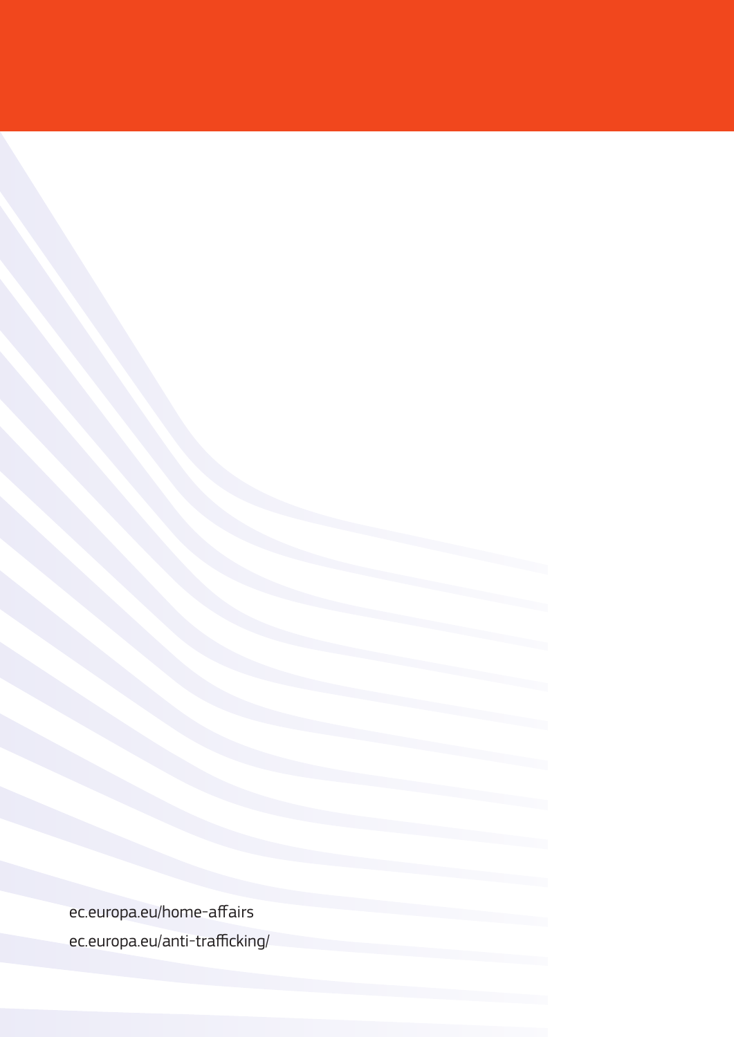ec.europa.eu/home-affairs

ec.europa.eu/anti-trafficking/